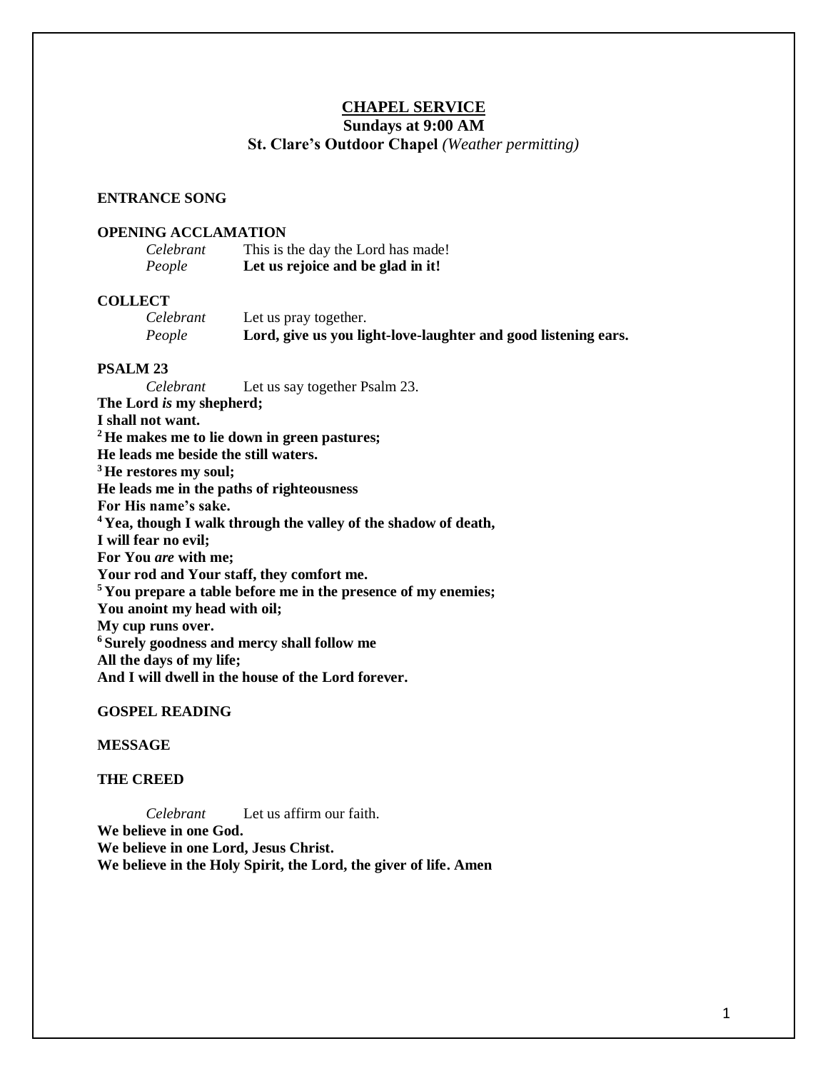# CHAPEL SERVICE

**Sundays at 9:00 AM**

**St. Clare's Outdoor Chapel** *(Weather permitting)*

**ENTRANCE SONG**

**OPENING ACCLAMATION**

*Celebrant* This is the day the Lord has made!
*People* **Let us rejoice and be glad in it!**

**COLLECT**

*Celebrant* Let us pray together.
*People* **Lord, give us you light-love-laughter and good listening ears.**

**PSALM 23**

*Celebrant* Let us say together Psalm 23.

**The Lord *is* my shepherd;**
**I shall not want.**
**[2] He makes me to lie down in green pastures;**
**He leads me beside the still waters.**
**[3] He restores my soul;**
**He leads me in the paths of righteousness**
**For His name's sake.**
**[4] Yea, though I walk through the valley of the shadow of death,**
**I will fear no evil;**
**For You *are* with me;**
**Your rod and Your staff, they comfort me.**
**[5] You prepare a table before me in the presence of my enemies;**
**You anoint my head with oil;**
**My cup runs over.**
**[6] Surely goodness and mercy shall follow me**
**All the days of my life;**
**And I will dwell in the house of the Lord forever.**

**GOSPEL READING**

**MESSAGE**

**THE CREED**

*Celebrant* Let us affirm our faith.

**We believe in one God.**
**We believe in one Lord, Jesus Christ.**
**We believe in the Holy Spirit, the Lord, the giver of life. Amen**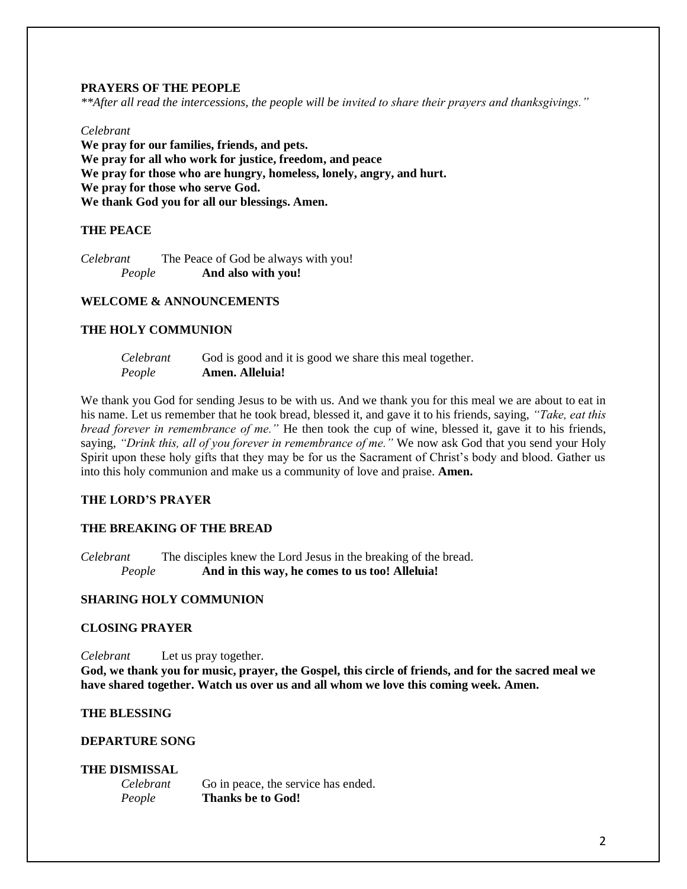### PRAYERS OF THE PEOPLE

*\*\*After all read the intercessions, the people will be invited to share their prayers and thanksgivings."*

*Celebrant*

**We pray for our families, friends, and pets.**
**We pray for all who work for justice, freedom, and peace**
**We pray for those who are hungry, homeless, lonely, angry, and hurt.**
**We pray for those who serve God.**
**We thank God you for all our blessings. Amen.**

### THE PEACE

*Celebrant* The Peace of God be always with you!
*People* **And also with you!**

### WELCOME & ANNOUNCEMENTS

### THE HOLY COMMUNION

*Celebrant* God is good and it is good we share this meal together.
*People* **Amen. Alleluia!**

We thank you God for sending Jesus to be with us. And we thank you for this meal we are about to eat in his name. Let us remember that he took bread, blessed it, and gave it to his friends, saying, *"Take, eat this bread forever in remembrance of me."* He then took the cup of wine, blessed it, gave it to his friends, saying, *"Drink this, all of you forever in remembrance of me."* We now ask God that you send your Holy Spirit upon these holy gifts that they may be for us the Sacrament of Christ's body and blood. Gather us into this holy communion and make us a community of love and praise. **Amen.**

### THE LORD'S PRAYER

### THE BREAKING OF THE BREAD

*Celebrant* The disciples knew the Lord Jesus in the breaking of the bread.
*People* **And in this way, he comes to us too! Alleluia!**

### SHARING HOLY COMMUNION

### CLOSING PRAYER

*Celebrant* Let us pray together.

**God, we thank you for music, prayer, the Gospel, this circle of friends, and for the sacred meal we have shared together. Watch us over us and all whom we love this coming week. Amen.**

### THE BLESSING

### DEPARTURE SONG

### THE DISMISSAL

*Celebrant* Go in peace, the service has ended.
*People* **Thanks be to God!**